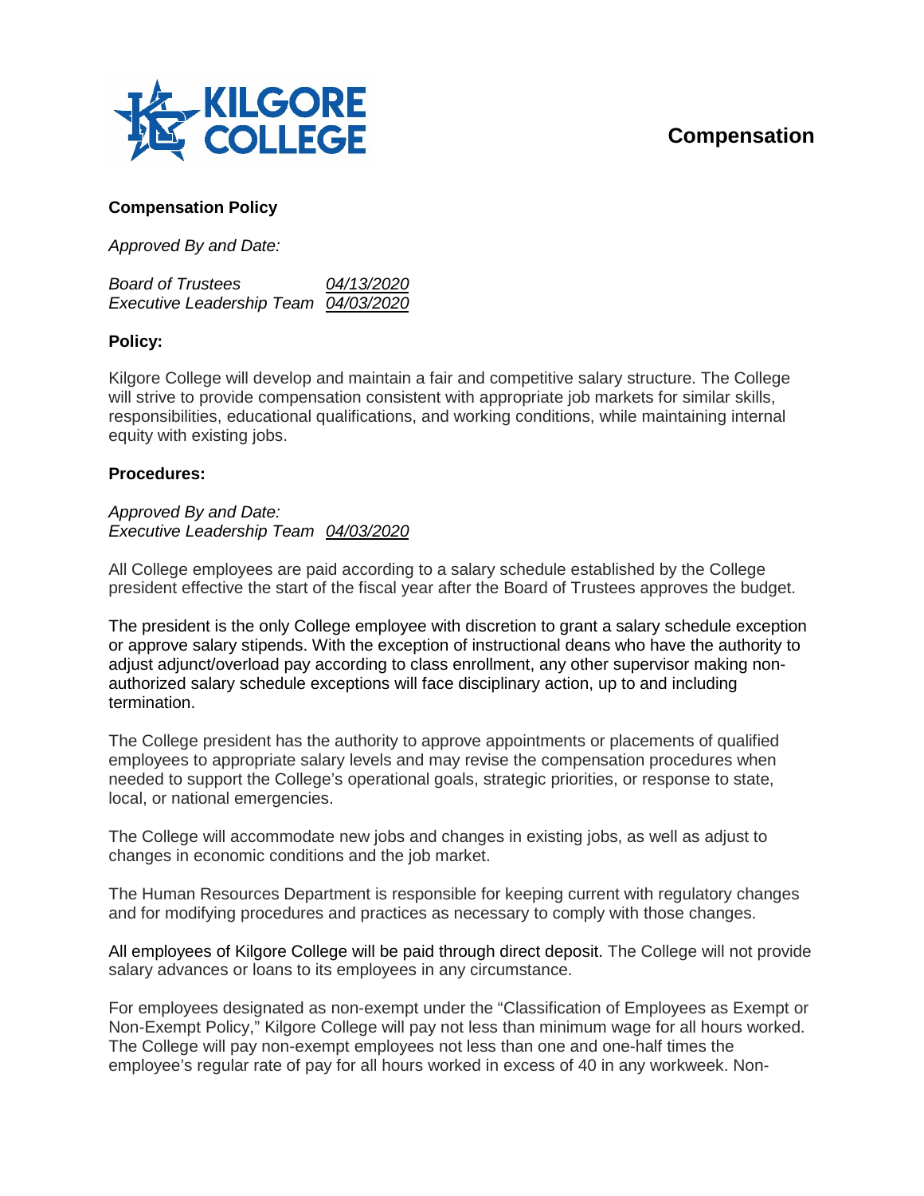# Compensation

## Compensation Policy

*Approved By and Date:*

*Board of Trustees* *04/13/2020*
*Executive Leadership Team* *04/03/2020*

### Policy:

Kilgore College will develop and maintain a fair and competitive salary structure. The College will strive to provide compensation consistent with appropriate job markets for similar skills, responsibilities, educational qualifications, and working conditions, while maintaining internal equity with existing jobs.

### Procedures:

*Approved By and Date:*
*Executive Leadership Team* *04/03/2020*

All College employees are paid according to a salary schedule established by the College president effective the start of the fiscal year after the Board of Trustees approves the budget.

The president is the only College employee with discretion to grant a salary schedule exception or approve salary stipends. With the exception of instructional deans who have the authority to adjust adjunct/overload pay according to class enrollment, any other supervisor making non-authorized salary schedule exceptions will face disciplinary action, up to and including termination.

The College president has the authority to approve appointments or placements of qualified employees to appropriate salary levels and may revise the compensation procedures when needed to support the College's operational goals, strategic priorities, or response to state, local, or national emergencies.

The College will accommodate new jobs and changes in existing jobs, as well as adjust to changes in economic conditions and the job market.

The Human Resources Department is responsible for keeping current with regulatory changes and for modifying procedures and practices as necessary to comply with those changes.

All employees of Kilgore College will be paid through direct deposit. The College will not provide salary advances or loans to its employees in any circumstance.

For employees designated as non-exempt under the "Classification of Employees as Exempt or Non-Exempt Policy," Kilgore College will pay not less than minimum wage for all hours worked. The College will pay non-exempt employees not less than one and one-half times the employee's regular rate of pay for all hours worked in excess of 40 in any workweek. Non-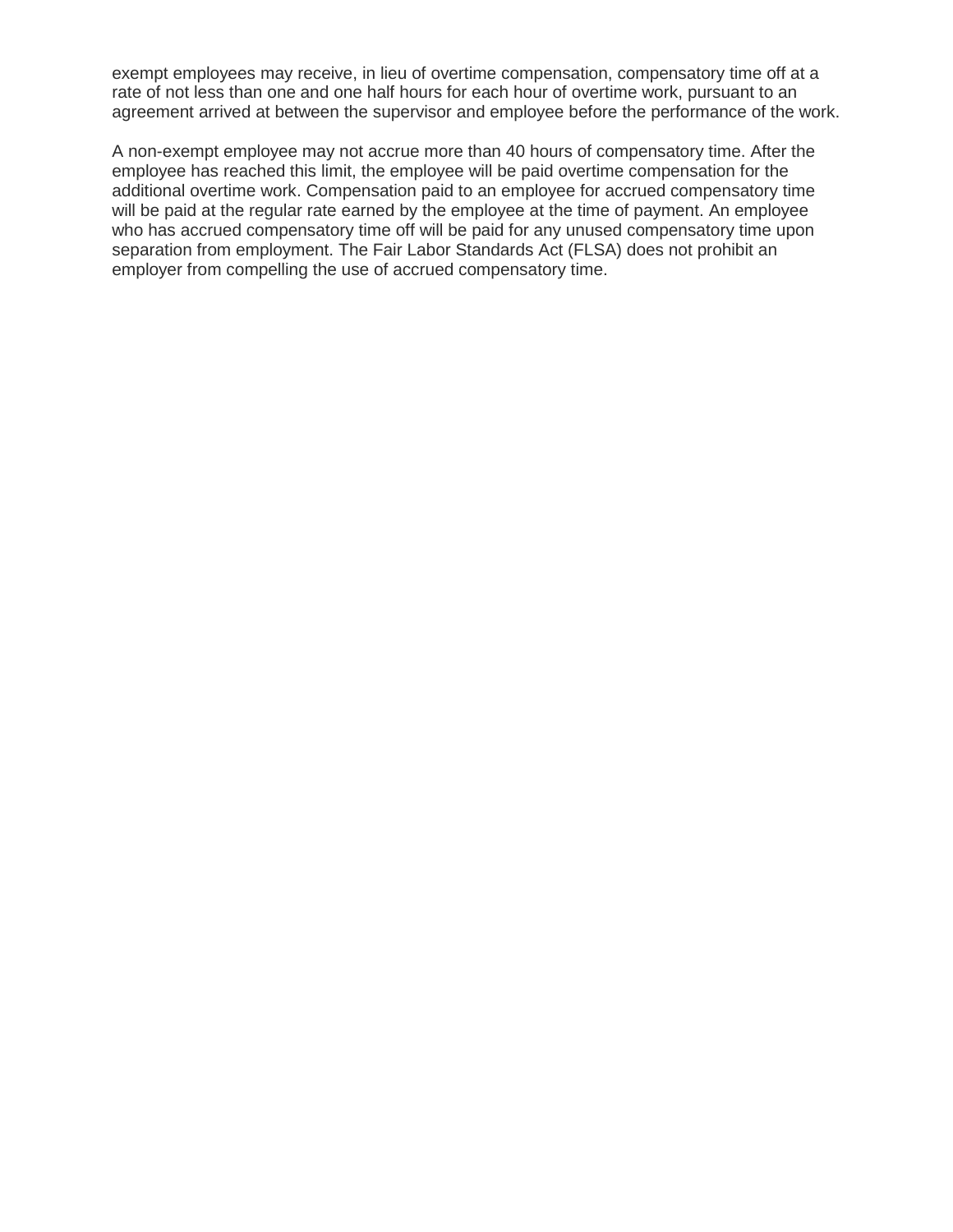exempt employees may receive, in lieu of overtime compensation, compensatory time off at a rate of not less than one and one half hours for each hour of overtime work, pursuant to an agreement arrived at between the supervisor and employee before the performance of the work.

A non-exempt employee may not accrue more than 40 hours of compensatory time. After the employee has reached this limit, the employee will be paid overtime compensation for the additional overtime work. Compensation paid to an employee for accrued compensatory time will be paid at the regular rate earned by the employee at the time of payment. An employee who has accrued compensatory time off will be paid for any unused compensatory time upon separation from employment. The Fair Labor Standards Act (FLSA) does not prohibit an employer from compelling the use of accrued compensatory time.